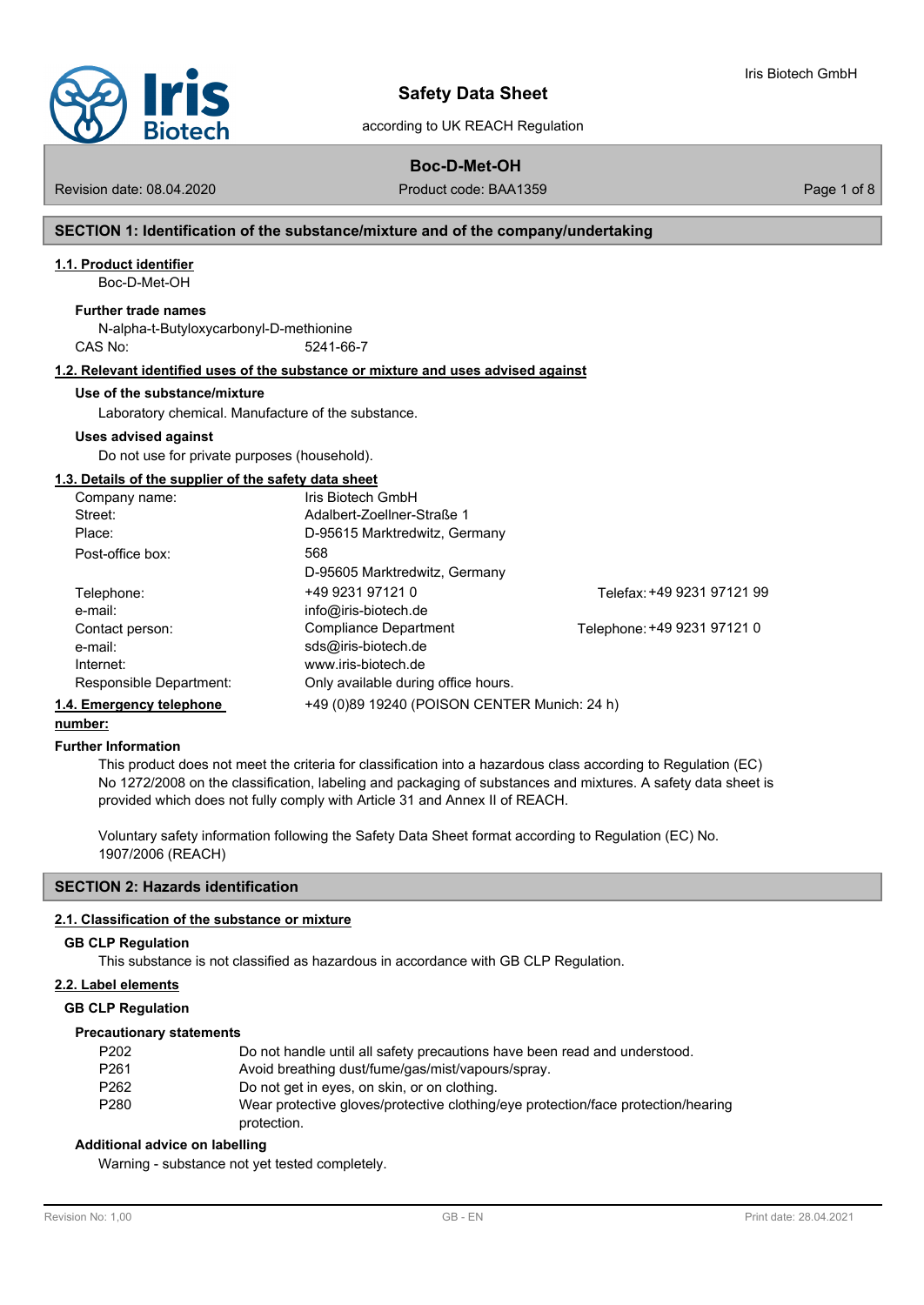# Safety Data Sheet

according to UK REACH Regulation

## Boc-D-Met-OH

Revision date: 08.04.2020    Product code: BAA1359

## SECTION 1: Identification of the substance/mixture and of the company/undertaking

### 1.1. Product identifier

Boc-D-Met-OH

**Further trade names**

N-alpha-t-Butyloxycarbonyl-D-methionine

CAS No: 5241-66-7

### 1.2. Relevant identified uses of the substance or mixture and uses advised against

**Use of the substance/mixture**

Laboratory chemical. Manufacture of the substance.

**Uses advised against**

Do not use for private purposes (household).

### 1.3. Details of the supplier of the safety data sheet

| | | |
|---|---|---|
| Company name: | Iris Biotech GmbH | |
| Street: | Adalbert-Zoellner-Straße 1 | |
| Place: | D-95615 Marktredwitz, Germany | |
| Post-office box: | 568<br>D-95605 Marktredwitz, Germany | |
| Telephone: | +49 9231 97121 0 | Telefax: +49 9231 97121 99 |
| e-mail: | info@iris-biotech.de | |
| Contact person: | Compliance Department | Telephone: +49 9231 97121 0 |
| e-mail: | sds@iris-biotech.de | |
| Internet: | www.iris-biotech.de | |
| Responsible Department: | Only available during office hours. | |

### 1.4. Emergency telephone number:

+49 (0)89 19240 (POISON CENTER Munich: 24 h)

**Further Information**

This product does not meet the criteria for classification into a hazardous class according to Regulation (EC) No 1272/2008 on the classification, labeling and packaging of substances and mixtures. A safety data sheet is provided which does not fully comply with Article 31 and Annex II of REACH.

Voluntary safety information following the Safety Data Sheet format according to Regulation (EC) No. 1907/2006 (REACH)

## SECTION 2: Hazards identification

### 2.1. Classification of the substance or mixture

**GB CLP Regulation**

This substance is not classified as hazardous in accordance with GB CLP Regulation.

### 2.2. Label elements

**GB CLP Regulation**

**Precautionary statements**

| | |
|---|---|
| P202 | Do not handle until all safety precautions have been read and understood. |
| P261 | Avoid breathing dust/fume/gas/mist/vapours/spray. |
| P262 | Do not get in eyes, on skin, or on clothing. |
| P280 | Wear protective gloves/protective clothing/eye protection/face protection/hearing protection. |

**Additional advice on labelling**

Warning - substance not yet tested completely.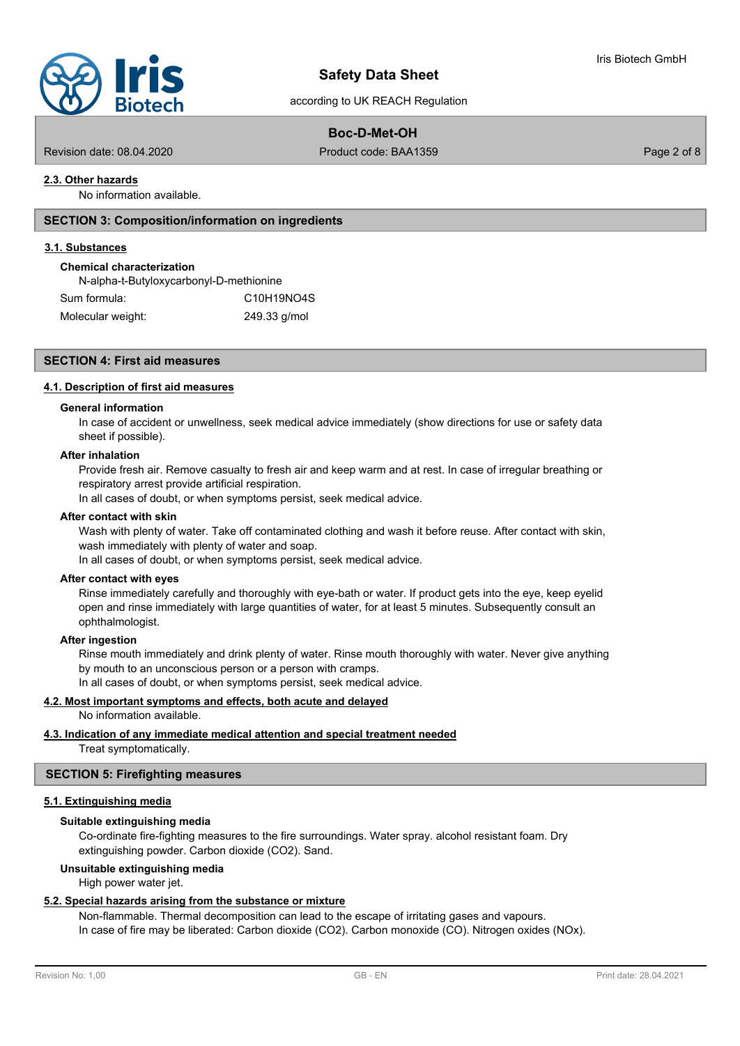### 2.3. Other hazards

No information available.

## SECTION 3: Composition/information on ingredients

### 3.1. Substances

**Chemical characterization**

N-alpha-t-Butyloxycarbonyl-D-methionine

| | |
|---|---|
| Sum formula: | $C_{10}H_{19}NO_4S$ |
| Molecular weight: | 249.33 g/mol |

## SECTION 4: First aid measures

### 4.1. Description of first aid measures

**General information**

In case of accident or unwellness, seek medical advice immediately (show directions for use or safety data sheet if possible).

**After inhalation**

Provide fresh air. Remove casualty to fresh air and keep warm and at rest. In case of irregular breathing or respiratory arrest provide artificial respiration.
In all cases of doubt, or when symptoms persist, seek medical advice.

**After contact with skin**

Wash with plenty of water. Take off contaminated clothing and wash it before reuse. After contact with skin, wash immediately with plenty of water and soap.
In all cases of doubt, or when symptoms persist, seek medical advice.

**After contact with eyes**

Rinse immediately carefully and thoroughly with eye-bath or water. If product gets into the eye, keep eyelid open and rinse immediately with large quantities of water, for at least 5 minutes. Subsequently consult an ophthalmologist.

**After ingestion**

Rinse mouth immediately and drink plenty of water. Rinse mouth thoroughly with water. Never give anything by mouth to an unconscious person or a person with cramps.
In all cases of doubt, or when symptoms persist, seek medical advice.

### 4.2. Most important symptoms and effects, both acute and delayed

No information available.

### 4.3. Indication of any immediate medical attention and special treatment needed

Treat symptomatically.

## SECTION 5: Firefighting measures

### 5.1. Extinguishing media

**Suitable extinguishing media**

Co-ordinate fire-fighting measures to the fire surroundings. Water spray. alcohol resistant foam. Dry extinguishing powder. Carbon dioxide ($CO_2$). Sand.

**Unsuitable extinguishing media**

High power water jet.

### 5.2. Special hazards arising from the substance or mixture

Non-flammable. Thermal decomposition can lead to the escape of irritating gases and vapours.
In case of fire may be liberated: Carbon dioxide ($CO_2$). Carbon monoxide (CO). Nitrogen oxides ($NO_x$).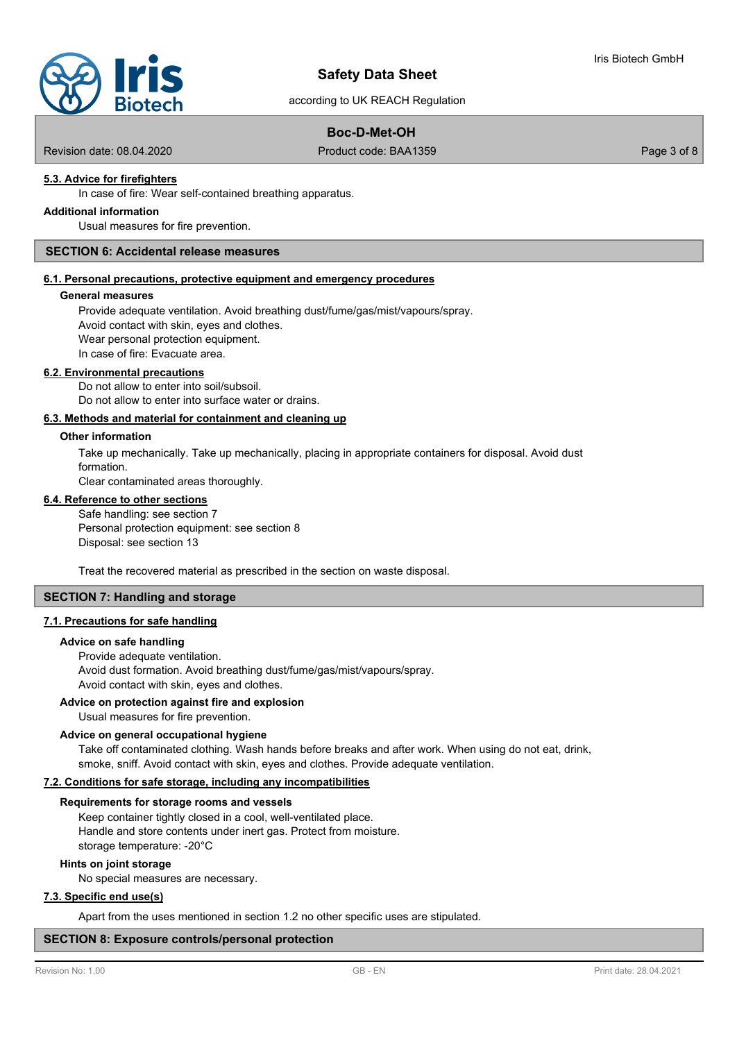### 5.3. Advice for firefighters

In case of fire: Wear self-contained breathing apparatus.

**Additional information**

Usual measures for fire prevention.

## SECTION 6: Accidental release measures

### 6.1. Personal precautions, protective equipment and emergency procedures

**General measures**

Provide adequate ventilation. Avoid breathing dust/fume/gas/mist/vapours/spray.
Avoid contact with skin, eyes and clothes.
Wear personal protection equipment.
In case of fire: Evacuate area.

### 6.2. Environmental precautions

Do not allow to enter into soil/subsoil.
Do not allow to enter into surface water or drains.

### 6.3. Methods and material for containment and cleaning up

**Other information**

Take up mechanically. Take up mechanically, placing in appropriate containers for disposal. Avoid dust formation.
Clear contaminated areas thoroughly.

### 6.4. Reference to other sections

Safe handling: see section 7
Personal protection equipment: see section 8
Disposal: see section 13

Treat the recovered material as prescribed in the section on waste disposal.

## SECTION 7: Handling and storage

### 7.1. Precautions for safe handling

**Advice on safe handling**

Provide adequate ventilation.
Avoid dust formation. Avoid breathing dust/fume/gas/mist/vapours/spray.
Avoid contact with skin, eyes and clothes.

**Advice on protection against fire and explosion**

Usual measures for fire prevention.

**Advice on general occupational hygiene**

Take off contaminated clothing. Wash hands before breaks and after work. When using do not eat, drink, smoke, sniff. Avoid contact with skin, eyes and clothes. Provide adequate ventilation.

### 7.2. Conditions for safe storage, including any incompatibilities

**Requirements for storage rooms and vessels**

Keep container tightly closed in a cool, well-ventilated place.
Handle and store contents under inert gas. Protect from moisture.
storage temperature: -20°C

**Hints on joint storage**

No special measures are necessary.

### 7.3. Specific end use(s)

Apart from the uses mentioned in section 1.2 no other specific uses are stipulated.

## SECTION 8: Exposure controls/personal protection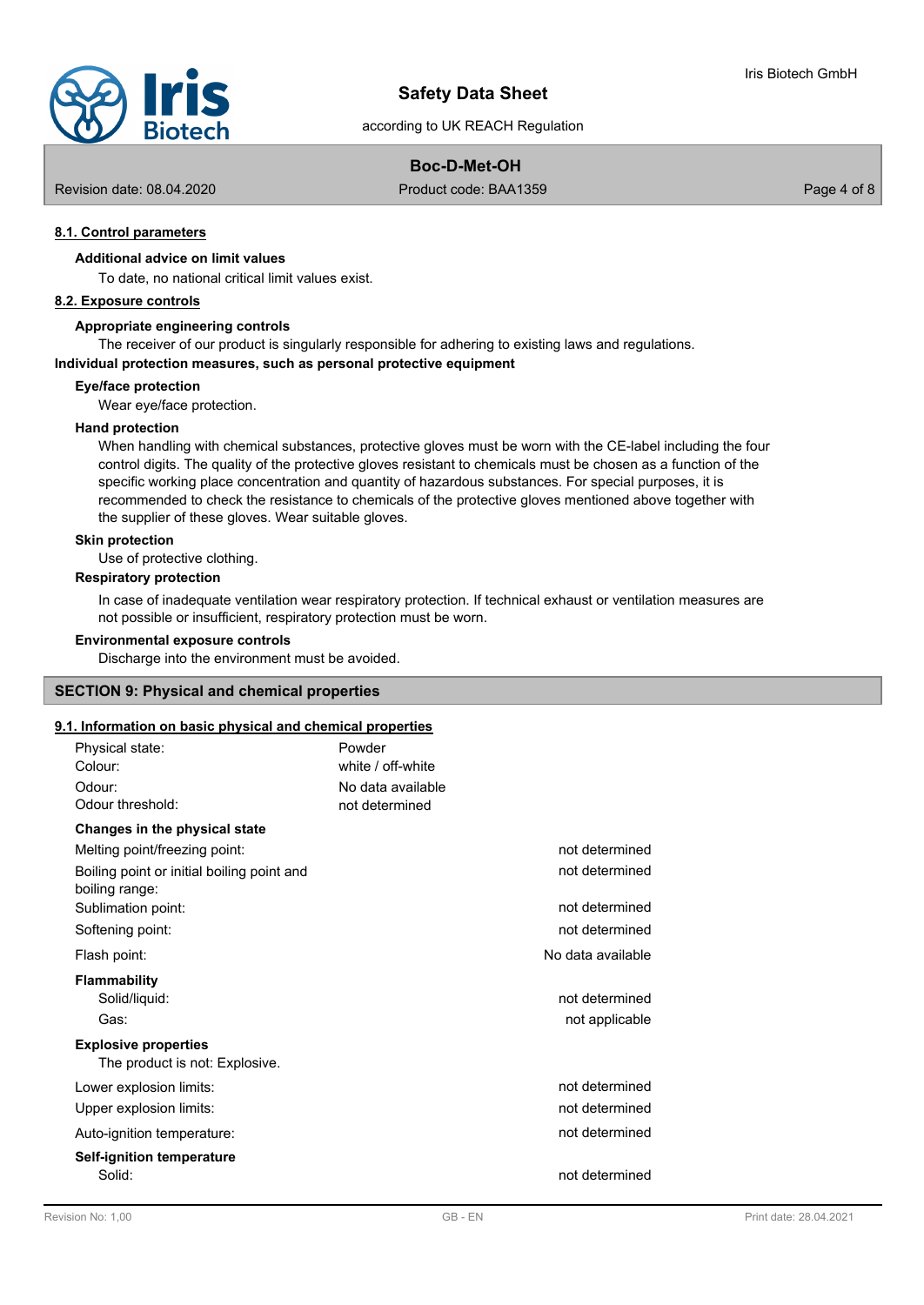### 8.1. Control parameters

**Additional advice on limit values**

To date, no national critical limit values exist.

### 8.2. Exposure controls

**Appropriate engineering controls**

The receiver of our product is singularly responsible for adhering to existing laws and regulations.

**Individual protection measures, such as personal protective equipment**

**Eye/face protection**

Wear eye/face protection.

**Hand protection**

When handling with chemical substances, protective gloves must be worn with the CE-label including the four control digits. The quality of the protective gloves resistant to chemicals must be chosen as a function of the specific working place concentration and quantity of hazardous substances. For special purposes, it is recommended to check the resistance to chemicals of the protective gloves mentioned above together with the supplier of these gloves. Wear suitable gloves.

**Skin protection**

Use of protective clothing.

**Respiratory protection**

In case of inadequate ventilation wear respiratory protection. If technical exhaust or ventilation measures are not possible or insufficient, respiratory protection must be worn.

**Environmental exposure controls**

Discharge into the environment must be avoided.

## SECTION 9: Physical and chemical properties

### 9.1. Information on basic physical and chemical properties

| | |
|---|---|
| Physical state: | Powder |
| Colour: | white / off-white |
| Odour: | No data available |
| Odour threshold: | not determined |

**Changes in the physical state**

| | |
|---|---|
| Melting point/freezing point: | not determined |
| Boiling point or initial boiling point and boiling range: | not determined |
| Sublimation point: | not determined |
| Softening point: | not determined |
| Flash point: | No data available |

**Flammability**

| | |
|---|---|
| Solid/liquid: | not determined |
| Gas: | not applicable |

**Explosive properties**

The product is not: Explosive.

| | |
|---|---|
| Lower explosion limits: | not determined |
| Upper explosion limits: | not determined |
| Auto-ignition temperature: | not determined |

**Self-ignition temperature**

| | |
|---|---|
| Solid: | not determined |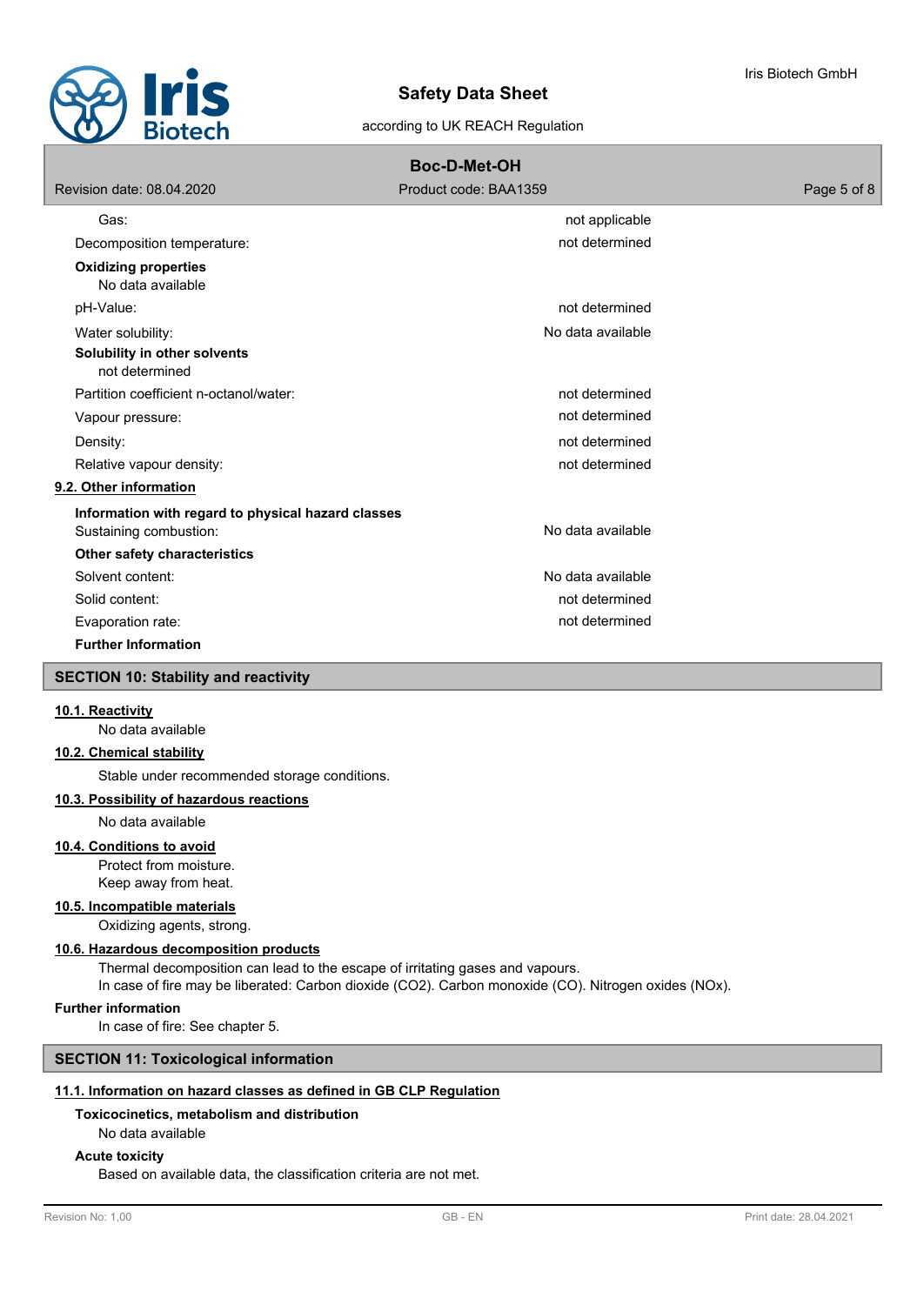| | |
|---|---|
| Gas: | not applicable |
| Decomposition temperature: | not determined |

**Oxidizing properties**

No data available

| | |
|---|---|
| pH-Value: | not determined |
| Water solubility: | No data available |

**Solubility in other solvents**

not determined

| | |
|---|---|
| Partition coefficient n-octanol/water: | not determined |
| Vapour pressure: | not determined |
| Density: | not determined |
| Relative vapour density: | not determined |

### 9.2. Other information

**Information with regard to physical hazard classes**

| | |
|---|---|
| Sustaining combustion: | No data available |

**Other safety characteristics**

| | |
|---|---|
| Solvent content: | No data available |
| Solid content: | not determined |
| Evaporation rate: | not determined |

**Further Information**

## SECTION 10: Stability and reactivity

### 10.1. Reactivity

No data available

### 10.2. Chemical stability

Stable under recommended storage conditions.

### 10.3. Possibility of hazardous reactions

No data available

### 10.4. Conditions to avoid

Protect from moisture.
Keep away from heat.

### 10.5. Incompatible materials

Oxidizing agents, strong.

### 10.6. Hazardous decomposition products

Thermal decomposition can lead to the escape of irritating gases and vapours.
In case of fire may be liberated: Carbon dioxide ($CO_2$). Carbon monoxide (CO). Nitrogen oxides ($NO_x$).

**Further information**

In case of fire: See chapter 5.

## SECTION 11: Toxicological information

### 11.1. Information on hazard classes as defined in GB CLP Regulation

**Toxicocinetics, metabolism and distribution**

No data available

**Acute toxicity**

Based on available data, the classification criteria are not met.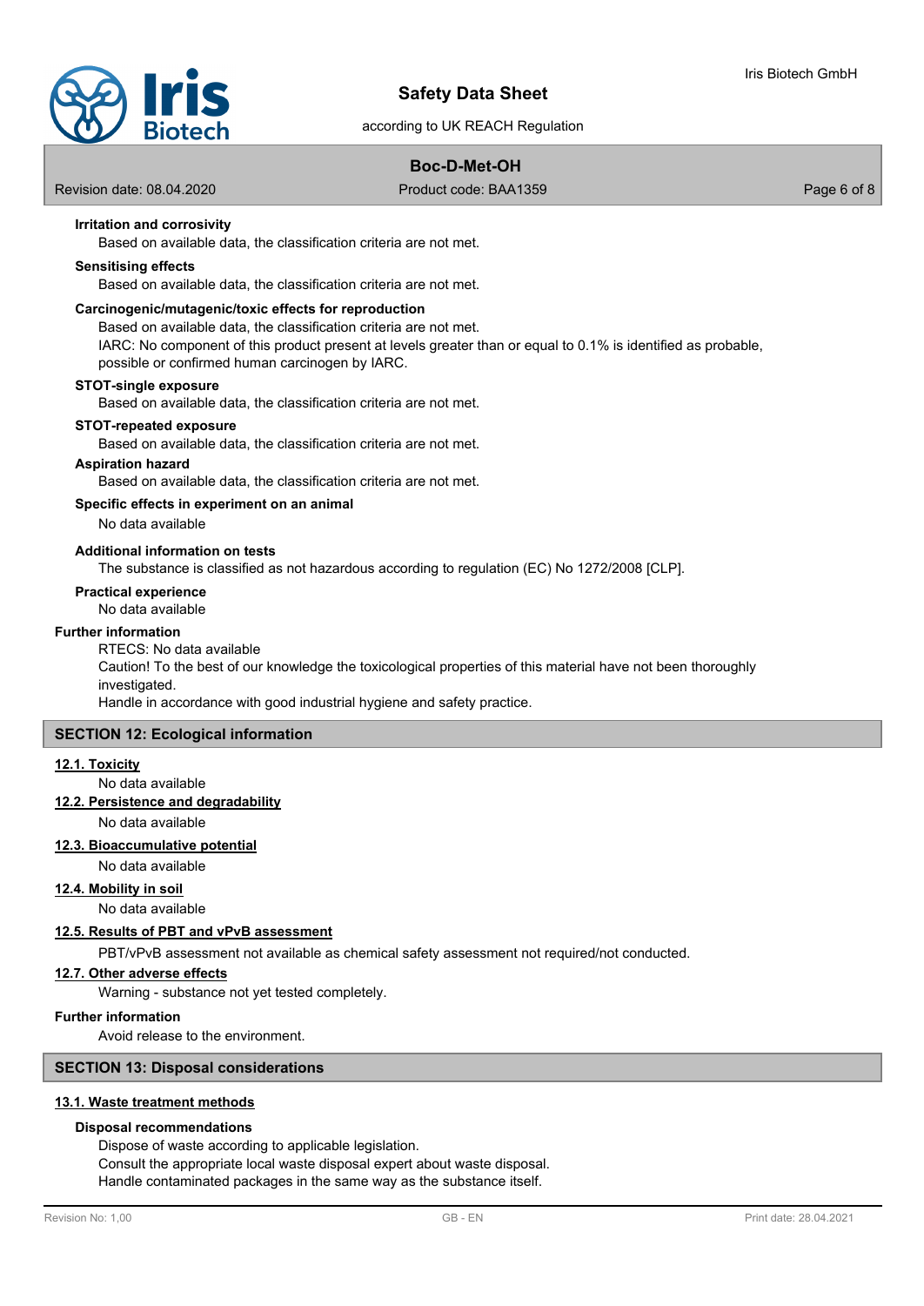#### Irritation and corrosivity

Based on available data, the classification criteria are not met.

#### Sensitising effects

Based on available data, the classification criteria are not met.

#### Carcinogenic/mutagenic/toxic effects for reproduction

Based on available data, the classification criteria are not met.
IARC: No component of this product present at levels greater than or equal to 0.1% is identified as probable, possible or confirmed human carcinogen by IARC.

#### STOT-single exposure

Based on available data, the classification criteria are not met.

#### STOT-repeated exposure

Based on available data, the classification criteria are not met.

#### Aspiration hazard

Based on available data, the classification criteria are not met.

#### Specific effects in experiment on an animal

No data available

#### Additional information on tests

The substance is classified as not hazardous according to regulation (EC) No 1272/2008 [CLP].

#### Practical experience

No data available

### Further information

RTECS: No data available
Caution! To the best of our knowledge the toxicological properties of this material have not been thoroughly investigated.
Handle in accordance with good industrial hygiene and safety practice.

## SECTION 12: Ecological information

### 12.1. Toxicity

No data available

### 12.2. Persistence and degradability

No data available

### 12.3. Bioaccumulative potential

No data available

### 12.4. Mobility in soil

No data available

### 12.5. Results of PBT and vPvB assessment

PBT/vPvB assessment not available as chemical safety assessment not required/not conducted.

### 12.7. Other adverse effects

Warning - substance not yet tested completely.

### Further information

Avoid release to the environment.

## SECTION 13: Disposal considerations

### 13.1. Waste treatment methods

#### Disposal recommendations

Dispose of waste according to applicable legislation.
Consult the appropriate local waste disposal expert about waste disposal.
Handle contaminated packages in the same way as the substance itself.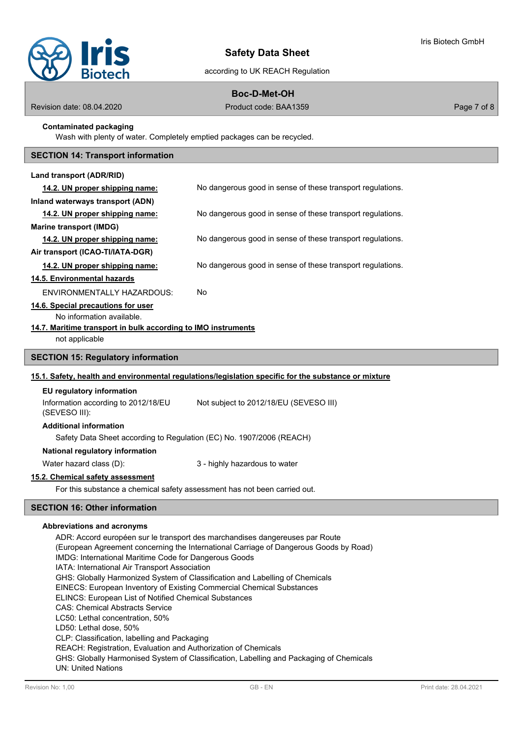**Contaminated packaging**

Wash with plenty of water. Completely emptied packages can be recycled.

## SECTION 14: Transport information

**Land transport (ADR/RID)**

**14.2. UN proper shipping name:** No dangerous good in sense of these transport regulations.

**Inland waterways transport (ADN)**

**14.2. UN proper shipping name:** No dangerous good in sense of these transport regulations.

**Marine transport (IMDG)**

**14.2. UN proper shipping name:** No dangerous good in sense of these transport regulations.

**Air transport (ICAO-TI/IATA-DGR)**

**14.2. UN proper shipping name:** No dangerous good in sense of these transport regulations.

**14.5. Environmental hazards**

ENVIRONMENTALLY HAZARDOUS: No

**14.6. Special precautions for user**

No information available.

**14.7. Maritime transport in bulk according to IMO instruments**

not applicable

## SECTION 15: Regulatory information

**15.1. Safety, health and environmental regulations/legislation specific for the substance or mixture**

**EU regulatory information**

Information according to 2012/18/EU (SEVESO III): Not subject to 2012/18/EU (SEVESO III)

**Additional information**

Safety Data Sheet according to Regulation (EC) No. 1907/2006 (REACH)

**National regulatory information**

Water hazard class (D): 3 - highly hazardous to water

**15.2. Chemical safety assessment**

For this substance a chemical safety assessment has not been carried out.

## SECTION 16: Other information

**Abbreviations and acronyms**

ADR: Accord européen sur le transport des marchandises dangereuses par Route
(European Agreement concerning the International Carriage of Dangerous Goods by Road)
IMDG: International Maritime Code for Dangerous Goods
IATA: International Air Transport Association
GHS: Globally Harmonized System of Classification and Labelling of Chemicals
EINECS: European Inventory of Existing Commercial Chemical Substances
ELINCS: European List of Notified Chemical Substances
CAS: Chemical Abstracts Service
LC50: Lethal concentration, 50%
LD50: Lethal dose, 50%
CLP: Classification, labelling and Packaging
REACH: Registration, Evaluation and Authorization of Chemicals
GHS: Globally Harmonised System of Classification, Labelling and Packaging of Chemicals
UN: United Nations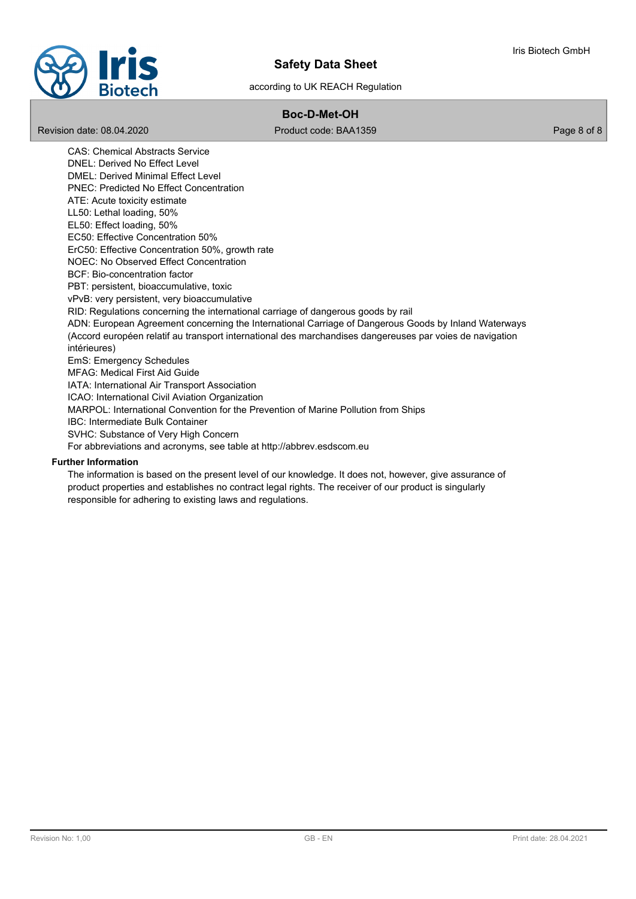CAS: Chemical Abstracts Service
DNEL: Derived No Effect Level
DMEL: Derived Minimal Effect Level
PNEC: Predicted No Effect Concentration
ATE: Acute toxicity estimate
LL50: Lethal loading, 50%
EL50: Effect loading, 50%
EC50: Effective Concentration 50%
ErC50: Effective Concentration 50%, growth rate
NOEC: No Observed Effect Concentration
BCF: Bio-concentration factor
PBT: persistent, bioaccumulative, toxic
vPvB: very persistent, very bioaccumulative
RID: Regulations concerning the international carriage of dangerous goods by rail
ADN: European Agreement concerning the International Carriage of Dangerous Goods by Inland Waterways (Accord européen relatif au transport international des marchandises dangereuses par voies de navigation intérieures)
EmS: Emergency Schedules
MFAG: Medical First Aid Guide
IATA: International Air Transport Association
ICAO: International Civil Aviation Organization
MARPOL: International Convention for the Prevention of Marine Pollution from Ships
IBC: Intermediate Bulk Container
SVHC: Substance of Very High Concern
For abbreviations and acronyms, see table at http://abbrev.esdscom.eu

**Further Information**

The information is based on the present level of our knowledge. It does not, however, give assurance of product properties and establishes no contract legal rights. The receiver of our product is singularly responsible for adhering to existing laws and regulations.